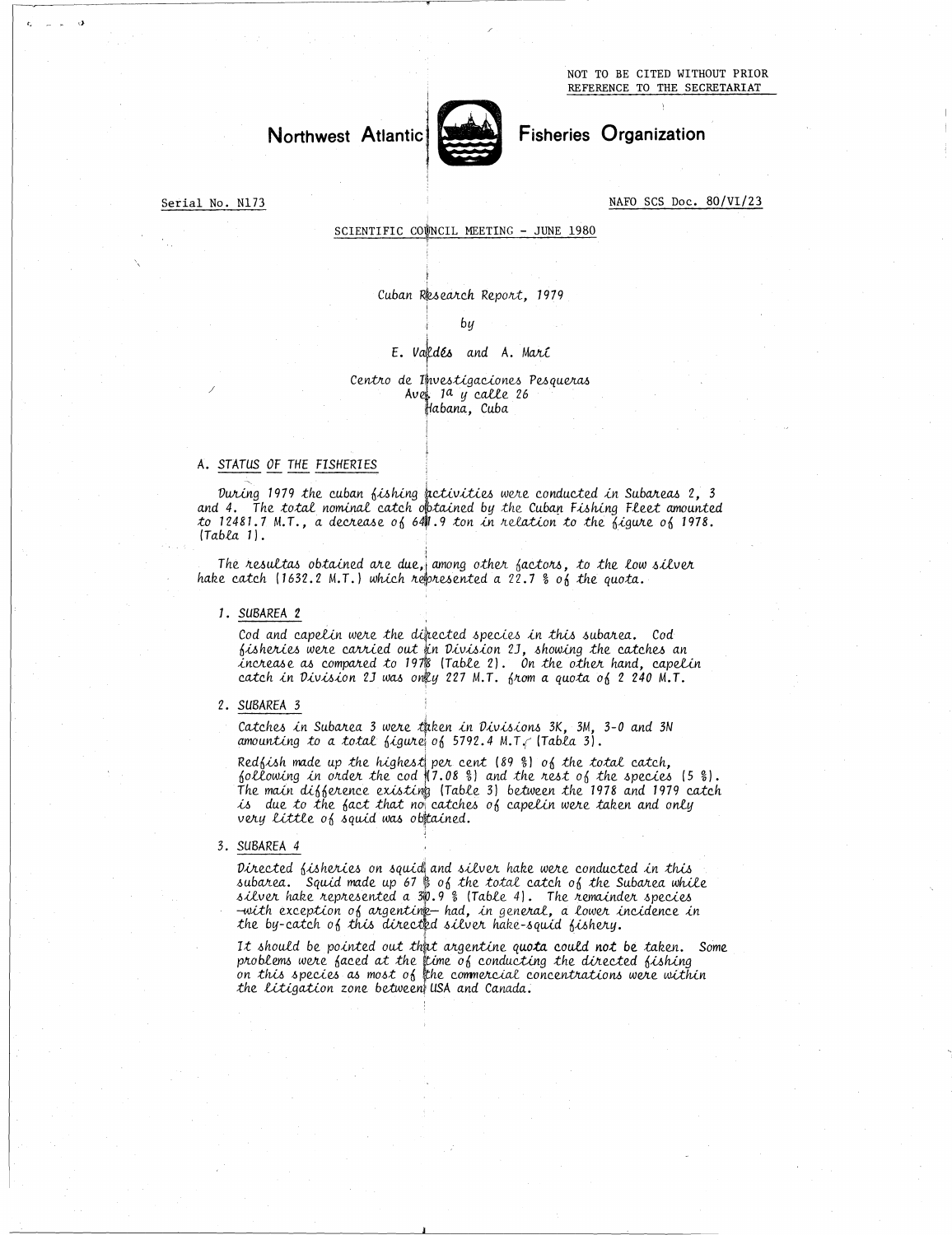NOT TO BE CITED WITHOUT PRIOR REFERENCE TO THE SECRETARIAT

# Northwest Atlantic Fisheries Organization

Serial No. N173

NAFO SCS Doc. 80/VI/23

SCIENTIFIC COUNCIL MEETING - JUNE 1980

*Cuban Research Report, 1979*

*by*

*E. Valdés and A. Marí*

*Centro de Investigaciones Pesqueras*
*Ave. 1a y calle 26*
*Habana, Cuba*

## A. STATUS OF THE FISHERIES

*During 1979 the cuban fishing activities were conducted in Subareas 2, 3 and 4. The total nominal catch obtained by the Cuban Fishing Fleet amounted to 12481.7 M.T., a decrease of 641.9 ton in relation to the figure of 1978. (Tabla 1).*

*The resultas obtained are due, among other factors, to the low silver hake catch (1632.2 M.T.) which represented a 22.7 % of the quota.*

### 1. SUBAREA 2

*Cod and capelin were the directed species in this subarea. Cod fisheries were carried out in Division 2J, showing the catches an increase as compared to 1978 (Table 2). On the other hand, capelin catch in Division 2J was only 227 M.T. from a quota of 2 240 M.T.*

### 2. SUBAREA 3

*Catches in Subarea 3 were taken in Divisions 3K, 3M, 3-0 and 3N amounting to a total figure of 5792.4 M.T. (Tabla 3).*

*Redfish made up the highest per cent (89 %) of the total catch, following in order the cod (7.08 %) and the rest of the species (5 %). The main difference existing (Table 3) between the 1978 and 1979 catch is due to the fact that no catches of capelin were taken and only very little of squid was obtained.*

### 3. SUBAREA 4

*Directed fisheries on squid and silver hake were conducted in this subarea. Squid made up 67 % of the total catch of the Subarea while silver hake represented a 30.9 % (Table 4). The remainder species —with exception of argentine— had, in general, a lower incidence in the by-catch of this directed silver hake-squid fishery.*

*It should be pointed out that argentine quota could not be taken. Some problems were faced at the time of conducting the directed fishing on this species as most of the commercial concentrations were within the litigation zone between USA and Canada.*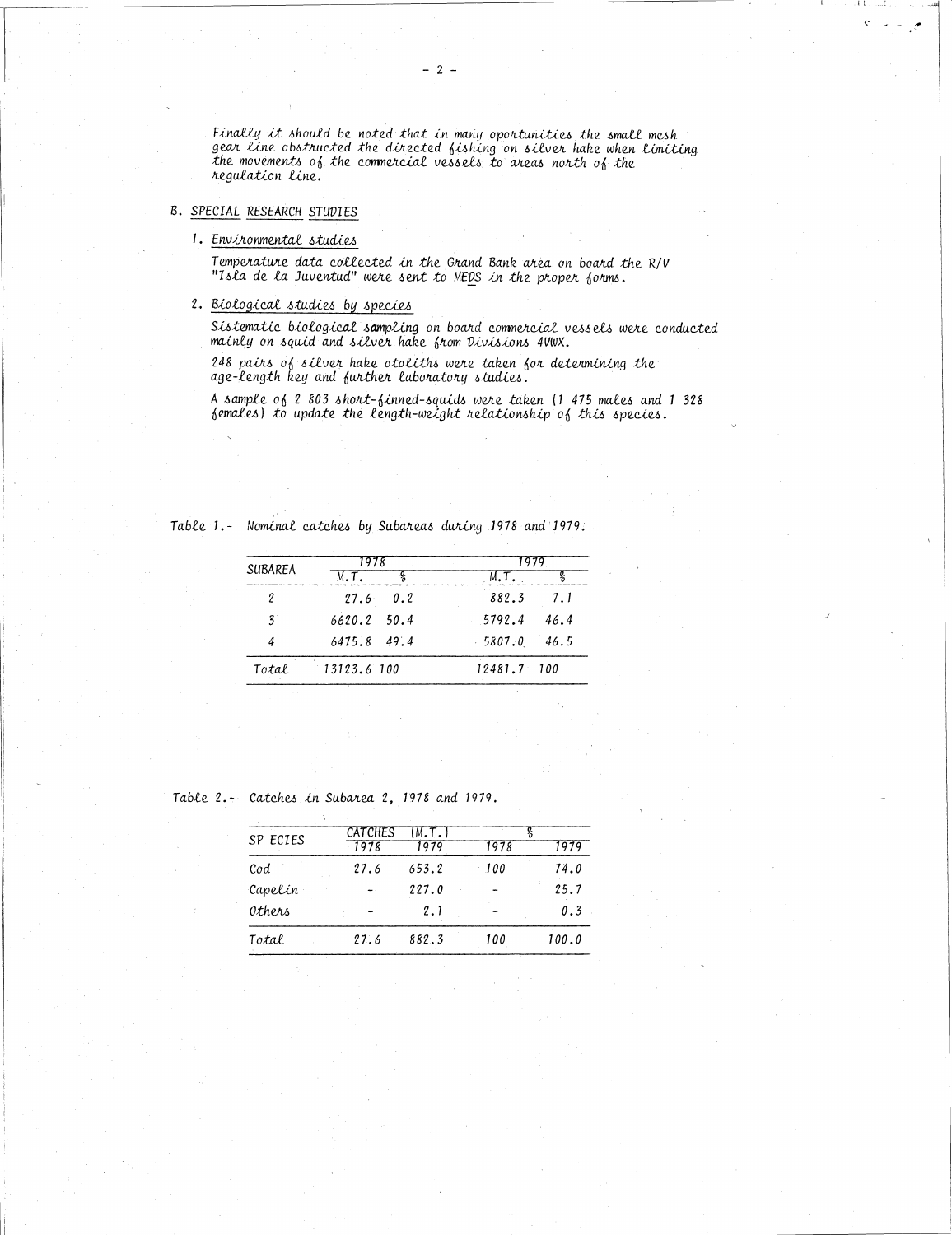*Finally it should be noted that in many oportunities the small mesh gear line obstructed the directed fishing on silver hake when limiting the movements of the commercial vessels to areas north of the regulation line.*

## B. SPECIAL RESEARCH STUDIES

### 1. *Environmental studies*

*Temperature data collected in the Grand Bank area on board the R/V "Isla de la Juventud" were sent to MEDS in the proper forms.*

### 2. *Biological studies by species*

*Sistematic biological sampling on board commercial vessels were conducted mainly on squid and silver hake from Divisions 4VWX.*

*248 pairs of silver hake otoliths were taken for determining the age-length key and further laboratory studies.*

*A sample of 2 803 short-finned-squids were taken (1 475 males and 1 328 females) to update the length-weight relationship of this species.*

*Table 1.- Nominal catches by Subareas during 1978 and 1979.*

| SUBAREA | 1978 | | 1979 | |
|---|---|---|---|---|
| | M.T. | % | M.T. | % |
| 2 | 27.6 | 0.2 | 882.3 | 7.1 |
| 3 | 6620.2 | 50.4 | 5792.4 | 46.4 |
| 4 | 6475.8 | 49.4 | 5807.0 | 46.5 |
| Total | 13123.6 | 100 | 12481.7 | 100 |

*Table 2.- Catches in Subarea 2, 1978 and 1979.*

| SP ECIES | CATCHES (M.T.) | | % | |
|---|---|---|---|---|
| | 1978 | 1979 | 1978 | 1979 |
| Cod | 27.6 | 653.2 | 100 | 74.0 |
| Capelin | - | 227.0 | - | 25.7 |
| Others | - | 2.1 | - | 0.3 |
| Total | 27.6 | 882.3 | 100 | 100.0 |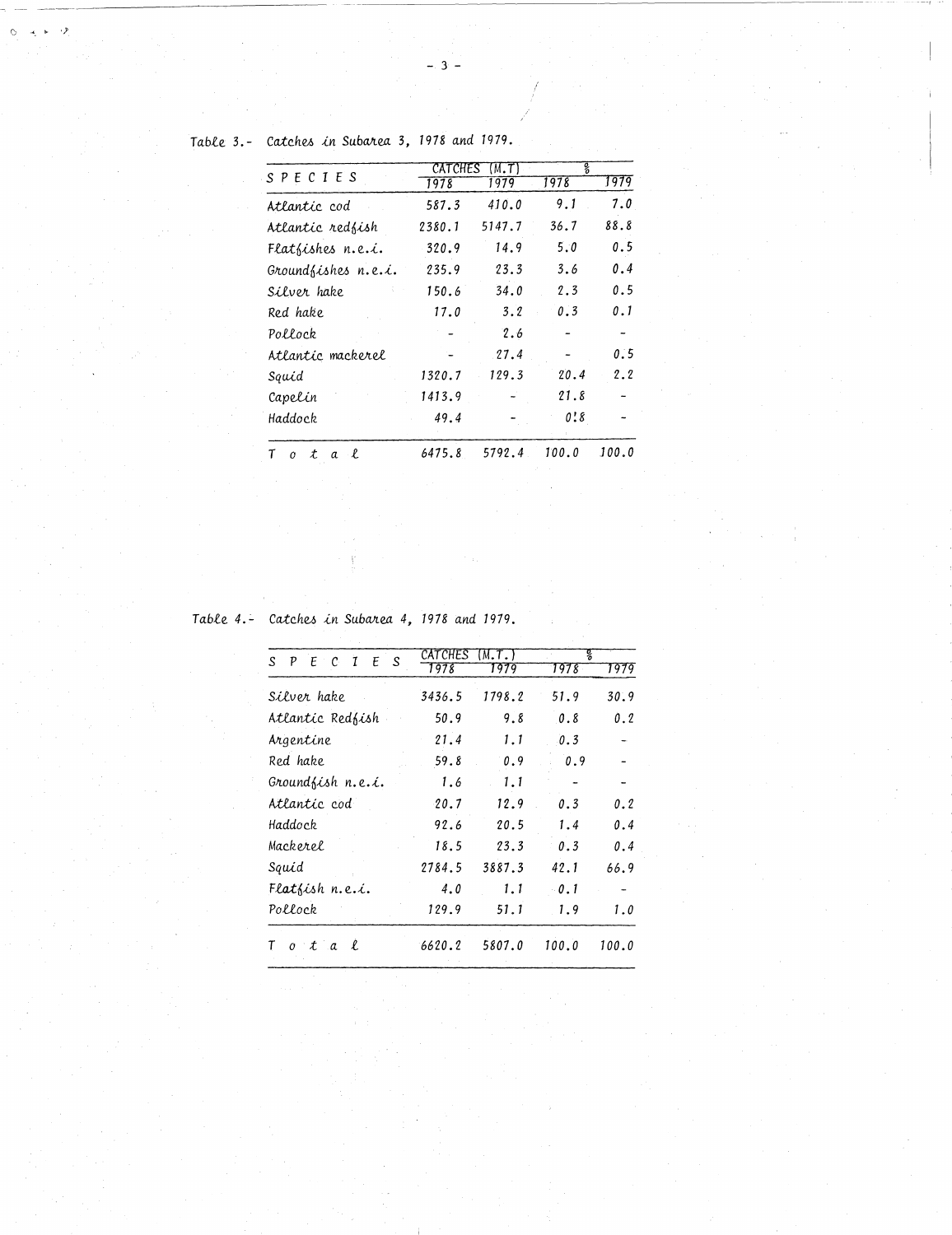Table 3.- *Catches in Subarea 3, 1978 and 1979.*

| SPECIES | CATCHES (M.T) | | % | |
|---|---|---|---|---|
| | 1978 | 1979 | 1978 | 1979 |
| Atlantic cod | 587.3 | 410.0 | 9.1 | 7.0 |
| Atlantic redfish | 2380.1 | 5147.7 | 36.7 | 88.8 |
| Flatfishes n.e.i. | 320.9 | 14.9 | 5.0 | 0.5 |
| Groundfishes n.e.i. | 235.9 | 23.3 | 3.6 | 0.4 |
| Silver hake | 150.6 | 34.0 | 2.3 | 0.5 |
| Red hake | 17.0 | 3.2 | 0.3 | 0.1 |
| Pollock | - | 2.6 | - | - |
| Atlantic mackerel | - | 27.4 | - | 0.5 |
| Squid | 1320.7 | 129.3 | 20.4 | 2.2 |
| Capelin | 1413.9 | - | 21.8 | - |
| Haddock | 49.4 | - | 0.8 | - |
| Total | 6475.8 | 5792.4 | 100.0 | 100.0 |

Table 4.- *Catches in Subarea 4, 1978 and 1979.*

| SPECIES | CATCHES (M.T.) | | % | |
|---|---|---|---|---|
| | 1978 | 1979 | 1978 | 1979 |
| Silver hake | 3436.5 | 1798.2 | 51.9 | 30.9 |
| Atlantic Redfish | 50.9 | 9.8 | 0.8 | 0.2 |
| Argentine | 21.4 | 1.1 | 0.3 | - |
| Red hake | 59.8 | 0.9 | 0.9 | - |
| Groundfish n.e.i. | 1.6 | 1.1 | - | - |
| Atlantic cod | 20.7 | 12.9 | 0.3 | 0.2 |
| Haddock | 92.6 | 20.5 | 1.4 | 0.4 |
| Mackerel | 18.5 | 23.3 | 0.3 | 0.4 |
| Squid | 2784.5 | 3887.3 | 42.1 | 66.9 |
| Flatfish n.e.i. | 4.0 | 1.1 | 0.1 | - |
| Pollock | 129.9 | 51.1 | 1.9 | 1.0 |
| Total | 6620.2 | 5807.0 | 100.0 | 100.0 |